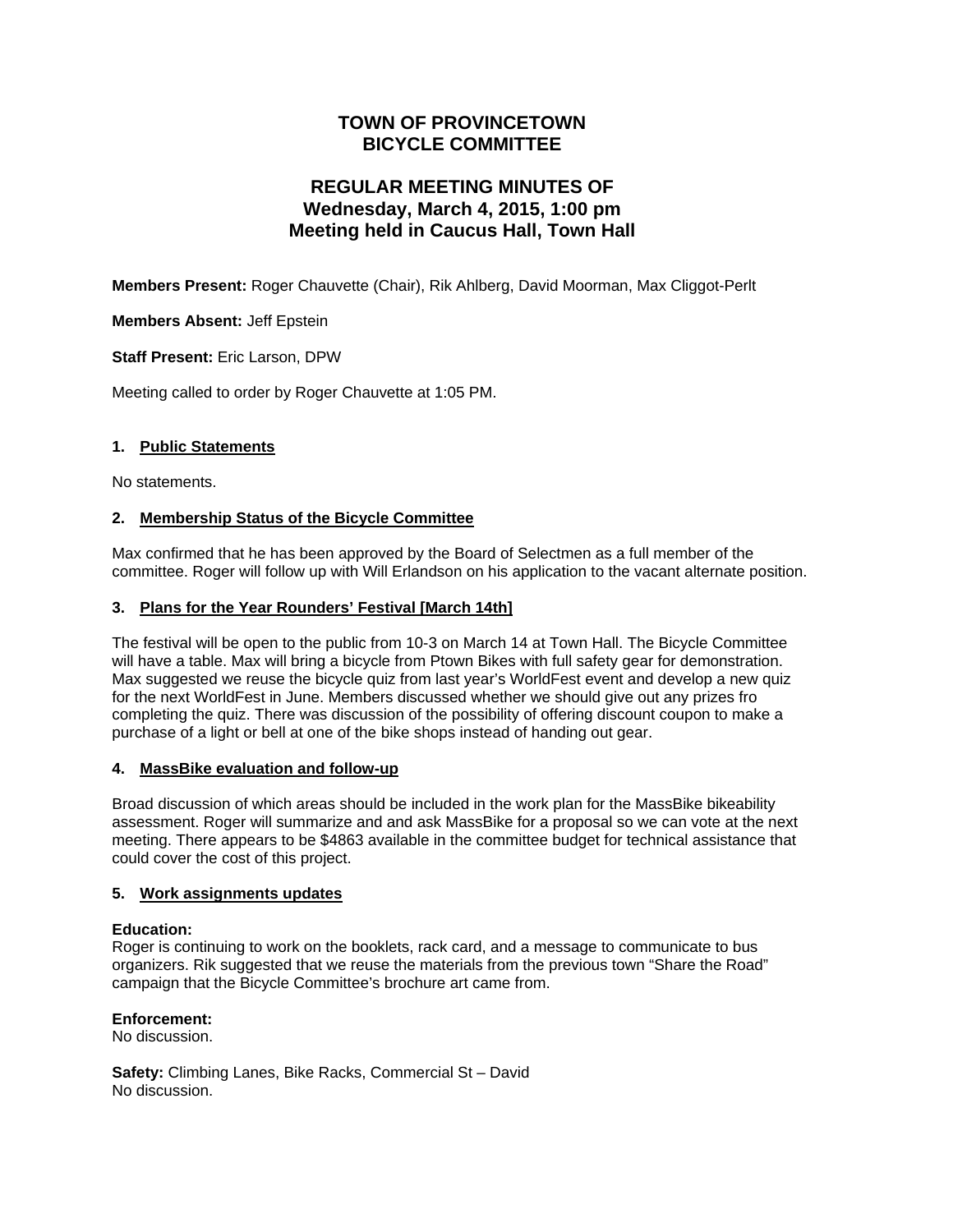# TOWN OF PROVINCETOWN
# BICYCLE COMMITTEE

## REGULAR MEETING MINUTES OF
## Wednesday, March 4, 2015, 1:00 pm
## Meeting held in Caucus Hall, Town Hall

**Members Present:** Roger Chauvette (Chair), Rik Ahlberg, David Moorman, Max Cliggot-Perlt

**Members Absent:** Jeff Epstein

**Staff Present:** Eric Larson, DPW

Meeting called to order by Roger Chauvette at 1:05 PM.

### 1. Public Statements

No statements.

### 2. Membership Status of the Bicycle Committee

Max confirmed that he has been approved by the Board of Selectmen as a full member of the committee. Roger will follow up with Will Erlandson on his application to the vacant alternate position.

### 3. Plans for the Year Rounders' Festival [March 14th]

The festival will be open to the public from 10-3 on March 14 at Town Hall. The Bicycle Committee will have a table. Max will bring a bicycle from Ptown Bikes with full safety gear for demonstration. Max suggested we reuse the bicycle quiz from last year's WorldFest event and develop a new quiz for the next WorldFest in June. Members discussed whether we should give out any prizes fro completing the quiz. There was discussion of the possibility of offering discount coupon to make a purchase of a light or bell at one of the bike shops instead of handing out gear.

### 4. MassBike evaluation and follow-up

Broad discussion of which areas should be included in the work plan for the MassBike bikeability assessment. Roger will summarize and and ask MassBike for a proposal so we can vote at the next meeting. There appears to be $4863 available in the committee budget for technical assistance that could cover the cost of this project.

### 5. Work assignments updates

**Education:**
Roger is continuing to work on the booklets, rack card, and a message to communicate to bus organizers. Rik suggested that we reuse the materials from the previous town "Share the Road" campaign that the Bicycle Committee's brochure art came from.

**Enforcement:**
No discussion.

**Safety:** Climbing Lanes, Bike Racks, Commercial St – David
No discussion.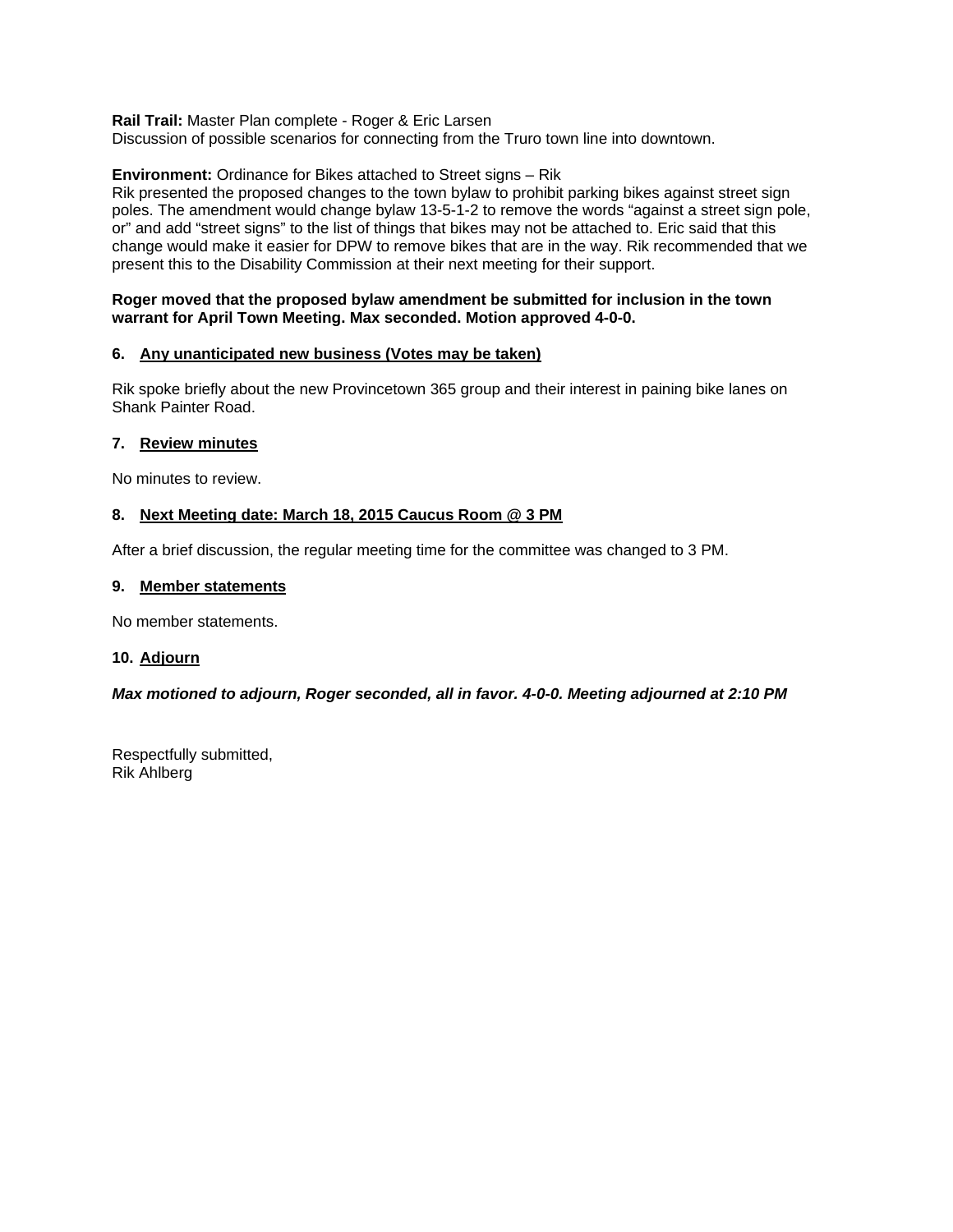**Rail Trail:** Master Plan complete - Roger & Eric Larsen
Discussion of possible scenarios for connecting from the Truro town line into downtown.

**Environment:** Ordinance for Bikes attached to Street signs – Rik
Rik presented the proposed changes to the town bylaw to prohibit parking bikes against street sign poles. The amendment would change bylaw 13-5-1-2 to remove the words "against a street sign pole, or" and add "street signs" to the list of things that bikes may not be attached to. Eric said that this change would make it easier for DPW to remove bikes that are in the way. Rik recommended that we present this to the Disability Commission at their next meeting for their support.

**Roger moved that the proposed bylaw amendment be submitted for inclusion in the town warrant for April Town Meeting. Max seconded. Motion approved 4-0-0.**

### 6. Any unanticipated new business (Votes may be taken)

Rik spoke briefly about the new Provincetown 365 group and their interest in paining bike lanes on Shank Painter Road.

### 7. Review minutes

No minutes to review.

### 8. Next Meeting date: March 18, 2015 Caucus Room @ 3 PM

After a brief discussion, the regular meeting time for the committee was changed to 3 PM.

### 9. Member statements

No member statements.

### 10. Adjourn

***Max motioned to adjourn, Roger seconded, all in favor. 4-0-0. Meeting adjourned at 2:10 PM***

Respectfully submitted,
Rik Ahlberg